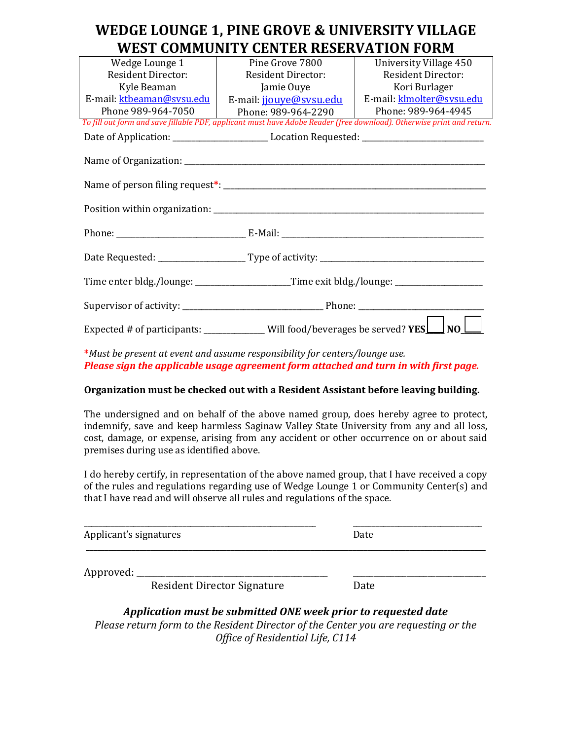# WEDGE LOUNGE 1, PINE GROVE & UNIVERSITY VILLAGE WEST COMMUNITY CENTER RESERVATION FORM

| Wedge Lounge 1<br>Resident Director:<br>Kyle Beaman<br>E-mail: ktbeaman@svsu.edu<br>Phone 989-964-7050 | Pine Grove 7800<br>Resident Director:<br>Jamie Ouye<br>E-mail: jjouye@svsu.edu<br>Phone: 989-964-2290 | University Village 450<br>Resident Director:<br>Kori Burlager<br>E-mail: klmolter@svsu.edu<br>Phone: 989-964-4945 |
|---|---|---|

*To fill out form and save fillable PDF, applicant must have Adobe Reader (free download). Otherwise print and return.*

Date of Application: ______________________ Location Requested: ____________________________

Name of Organization: ______________________________________________________________________

Name of person filing request*: ______________________________________________________________

Position within organization: ________________________________________________________________

Phone: ______________________________ E-Mail: ______________________________________________

Date Requested: ____________________ Type of activity: ______________________________________

Time enter bldg./lounge: ______________________Time exit bldg./lounge: ____________________

Supervisor of activity: ________________________________ Phone: _____________________________

Expected # of participants: ______________ Will food/beverages be served? **YES** ☐ **NO** ☐

**Must be present at event and assume responsibility for centers/lounge use.*

***Please sign the applicable usage agreement form attached and turn in with first page.***

**Organization must be checked out with a Resident Assistant before leaving building.**

The undersigned and on behalf of the above named group, does hereby agree to protect, indemnify, save and keep harmless Saginaw Valley State University from any and all loss, cost, damage, or expense, arising from any accident or other occurrence on or about said premises during use as identified above.

I do hereby certify, in representation of the above named group, that I have received a copy of the rules and regulations regarding use of Wedge Lounge 1 or Community Center(s) and that I have read and will observe all rules and regulations of the space.

_____________________________________________________ ______________________________

Applicant's signatures Date

---

Approved: ____________________________________________ ______________________________

Resident Director Signature Date

***Application must be submitted ONE week prior to requested date***

*Please return form to the Resident Director of the Center you are requesting or the Office of Residential Life, C114*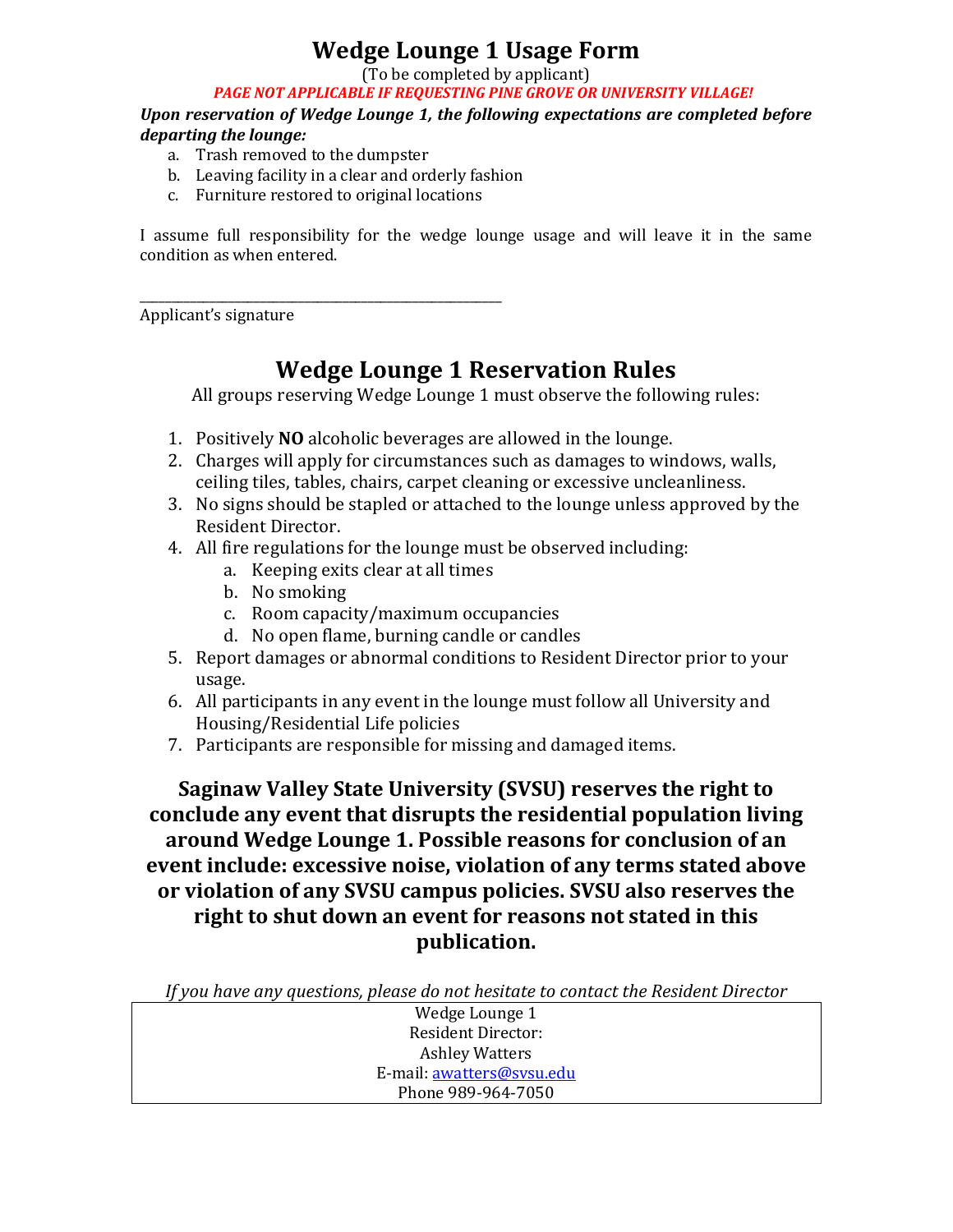# Wedge Lounge 1 Usage Form

(To be completed by applicant)

***PAGE NOT APPLICABLE IF REQUESTING PINE GROVE OR UNIVERSITY VILLAGE!***

***Upon reservation of Wedge Lounge 1, the following expectations are completed before departing the lounge:***

a. Trash removed to the dumpster
b. Leaving facility in a clear and orderly fashion
c. Furniture restored to original locations

I assume full responsibility for the wedge lounge usage and will leave it in the same condition as when entered.

\_\_\_\_\_\_\_\_\_\_\_\_\_\_\_\_\_\_\_\_\_\_\_\_\_\_\_\_\_\_\_\_\_\_\_\_\_\_\_\_\_\_\_\_\_\_\_\_\_\_\_\_\_\_\_\_\_\_

Applicant's signature

## Wedge Lounge 1 Reservation Rules

All groups reserving Wedge Lounge 1 must observe the following rules:

1. Positively **NO** alcoholic beverages are allowed in the lounge.
2. Charges will apply for circumstances such as damages to windows, walls, ceiling tiles, tables, chairs, carpet cleaning or excessive uncleanliness.
3. No signs should be stapled or attached to the lounge unless approved by the Resident Director.
4. All fire regulations for the lounge must be observed including:
   a. Keeping exits clear at all times
   b. No smoking
   c. Room capacity/maximum occupancies
   d. No open flame, burning candle or candles
5. Report damages or abnormal conditions to Resident Director prior to your usage.
6. All participants in any event in the lounge must follow all University and Housing/Residential Life policies
7. Participants are responsible for missing and damaged items.

**Saginaw Valley State University (SVSU) reserves the right to conclude any event that disrupts the residential population living around Wedge Lounge 1. Possible reasons for conclusion of an event include: excessive noise, violation of any terms stated above or violation of any SVSU campus policies. SVSU also reserves the right to shut down an event for reasons not stated in this publication.**

*If you have any questions, please do not hesitate to contact the Resident Director*

| Wedge Lounge 1<br>Resident Director:<br>Ashley Watters<br>E-mail: awatters@svsu.edu<br>Phone 989-964-7050 |
|---|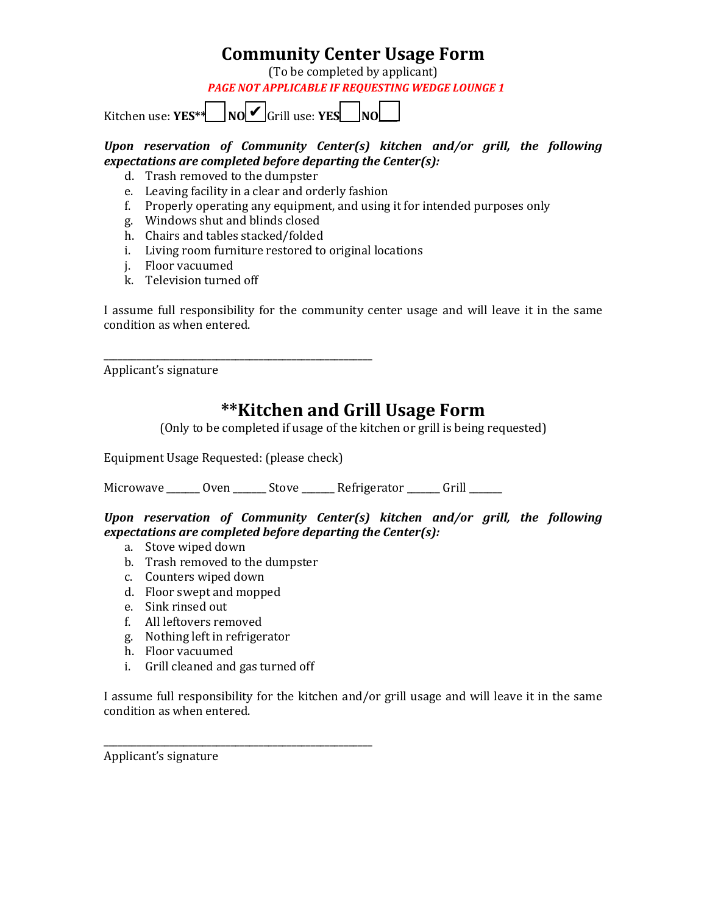# Community Center Usage Form

(To be completed by applicant)

***PAGE NOT APPLICABLE IF REQUESTING WEDGE LOUNGE 1***

Kitchen use: **YES**** ☐ **NO** ☑ Grill use: **YES** ☐ **NO** ☐

***Upon reservation of Community Center(s) kitchen and/or grill, the following expectations are completed before departing the Center(s):***

d. Trash removed to the dumpster
e. Leaving facility in a clear and orderly fashion
f. Properly operating any equipment, and using it for intended purposes only
g. Windows shut and blinds closed
h. Chairs and tables stacked/folded
i. Living room furniture restored to original locations
j. Floor vacuumed
k. Television turned off

I assume full responsibility for the community center usage and will leave it in the same condition as when entered.

_______________________________________________

Applicant's signature

# **Kitchen and Grill Usage Form

(Only to be completed if usage of the kitchen or grill is being requested)

Equipment Usage Requested: (please check)

Microwave ______ Oven ______ Stove ______ Refrigerator ______ Grill ______

***Upon reservation of Community Center(s) kitchen and/or grill, the following expectations are completed before departing the Center(s):***

a. Stove wiped down
b. Trash removed to the dumpster
c. Counters wiped down
d. Floor swept and mopped
e. Sink rinsed out
f. All leftovers removed
g. Nothing left in refrigerator
h. Floor vacuumed
i. Grill cleaned and gas turned off

I assume full responsibility for the kitchen and/or grill usage and will leave it in the same condition as when entered.

_______________________________________________

Applicant's signature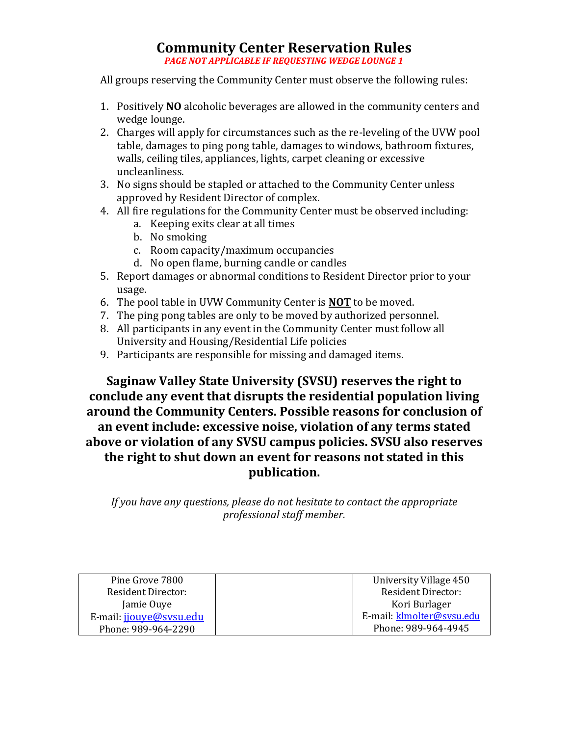# Community Center Reservation Rules

***PAGE NOT APPLICABLE IF REQUESTING WEDGE LOUNGE 1***

All groups reserving the Community Center must observe the following rules:

1. Positively **NO** alcoholic beverages are allowed in the community centers and wedge lounge.
2. Charges will apply for circumstances such as the re-leveling of the UVW pool table, damages to ping pong table, damages to windows, bathroom fixtures, walls, ceiling tiles, appliances, lights, carpet cleaning or excessive uncleanliness.
3. No signs should be stapled or attached to the Community Center unless approved by Resident Director of complex.
4. All fire regulations for the Community Center must be observed including:
   a. Keeping exits clear at all times
   b. No smoking
   c. Room capacity/maximum occupancies
   d. No open flame, burning candle or candles
5. Report damages or abnormal conditions to Resident Director prior to your usage.
6. The pool table in UVW Community Center is <u>**NOT**</u> to be moved.
7. The ping pong tables are only to be moved by authorized personnel.
8. All participants in any event in the Community Center must follow all University and Housing/Residential Life policies
9. Participants are responsible for missing and damaged items.

**Saginaw Valley State University (SVSU) reserves the right to conclude any event that disrupts the residential population living around the Community Centers. Possible reasons for conclusion of an event include: excessive noise, violation of any terms stated above or violation of any SVSU campus policies. SVSU also reserves the right to shut down an event for reasons not stated in this publication.**

*If you have any questions, please do not hesitate to contact the appropriate professional staff member.*

| | | |
|---|---|---|
| Pine Grove 7800<br>Resident Director:<br>Jamie Ouye<br>E-mail: jjouye@svsu.edu<br>Phone: 989-964-2290 | | University Village 450<br>Resident Director:<br>Kori Burlager<br>E-mail: klmolter@svsu.edu<br>Phone: 989-964-4945 |